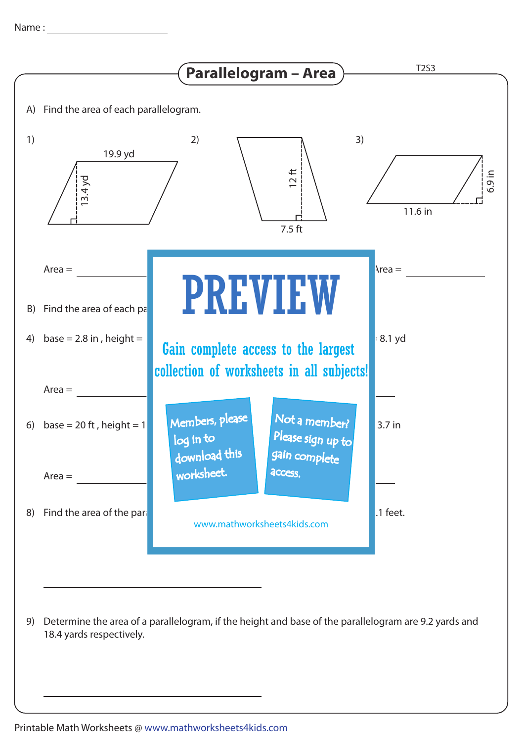Name :

# Parallelogram – Area

T2S3

A) Find the area of each parallelogram.

1) 19.9 yd, 13.4 yd

2) 12 ft, 7.5 ft

3) 11.6 in, 6.9 in

Area = ________

Area = ________

B) Find the area of each pa

4) base = 2.8 in , height =

8.1 yd

Area = ________

6) base = 20 ft , height = 1

3.7 in

Area = ________

8) Find the area of the par

.1 feet.

PREVIEW

Gain complete access to the largest collection of worksheets in all subjects!

Members, please log in to download this worksheet.

Not a member? Please sign up to gain complete access.

www.mathworksheets4kids.com

________________________

9) Determine the area of a parallelogram, if the height and base of the parallelogram are 9.2 yards and 18.4 yards respectively.

________________________

Printable Math Worksheets @ www.mathworksheets4kids.com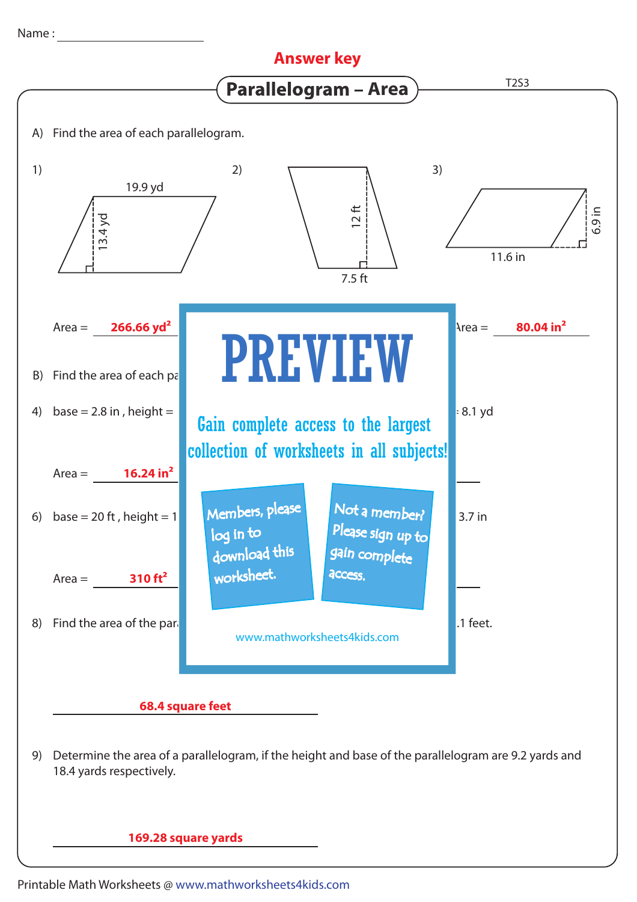Name : ____________________

**Answer key**

# Parallelogram – Area

T2S3

A) Find the area of each parallelogram.

1)

19.9 yd

13.4 yd

2)

12 ft

7.5 ft

3)

6.9 in

11.6 in

Area = **266.66 yd²**

Area = **80.04 in²**

B) Find the area of each pa

4) base = 2.8 in , height =

8.1 yd

Area = **16.24 in²**

6) base = 20 ft , height = 1

3.7 in

Area = **310 ft²**

8) Find the area of the par

.1 feet.

PREVIEW

Gain complete access to the largest collection of worksheets in all subjects!

Members, please log in to download this worksheet.

Not a member? Please sign up to gain complete access.

www.mathworksheets4kids.com

**68.4 square feet**

9) Determine the area of a parallelogram, if the height and base of the parallelogram are 9.2 yards and 18.4 yards respectively.

**169.28 square yards**

Printable Math Worksheets @ www.mathworksheets4kids.com